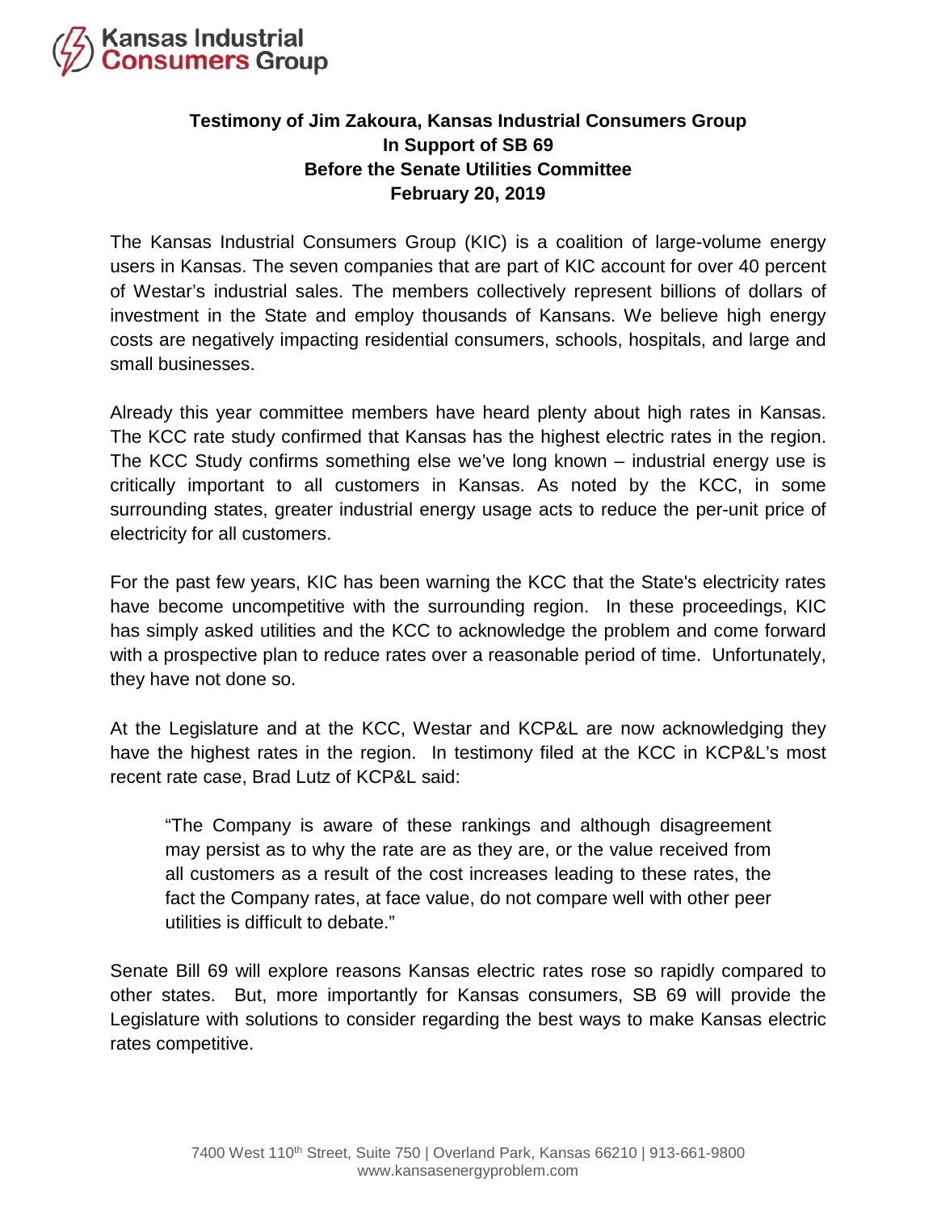Kansas Industrial **Consumers** Group

**Testimony of Jim Zakoura, Kansas Industrial Consumers Group**
**In Support of SB 69**
**Before the Senate Utilities Committee**
**February 20, 2019**

The Kansas Industrial Consumers Group (KIC) is a coalition of large-volume energy users in Kansas. The seven companies that are part of KIC account for over 40 percent of Westar's industrial sales. The members collectively represent billions of dollars of investment in the State and employ thousands of Kansans. We believe high energy costs are negatively impacting residential consumers, schools, hospitals, and large and small businesses.

Already this year committee members have heard plenty about high rates in Kansas. The KCC rate study confirmed that Kansas has the highest electric rates in the region. The KCC Study confirms something else we've long known – industrial energy use is critically important to all customers in Kansas. As noted by the KCC, in some surrounding states, greater industrial energy usage acts to reduce the per-unit price of electricity for all customers.

For the past few years, KIC has been warning the KCC that the State's electricity rates have become uncompetitive with the surrounding region. In these proceedings, KIC has simply asked utilities and the KCC to acknowledge the problem and come forward with a prospective plan to reduce rates over a reasonable period of time. Unfortunately, they have not done so.

At the Legislature and at the KCC, Westar and KCP&L are now acknowledging they have the highest rates in the region. In testimony filed at the KCC in KCP&L's most recent rate case, Brad Lutz of KCP&L said:

> "The Company is aware of these rankings and although disagreement may persist as to why the rate are as they are, or the value received from all customers as a result of the cost increases leading to these rates, the fact the Company rates, at face value, do not compare well with other peer utilities is difficult to debate."

Senate Bill 69 will explore reasons Kansas electric rates rose so rapidly compared to other states. But, more importantly for Kansas consumers, SB 69 will provide the Legislature with solutions to consider regarding the best ways to make Kansas electric rates competitive.

7400 West 110th Street, Suite 750 | Overland Park, Kansas 66210 | 913-661-9800
www.kansasenergyproblem.com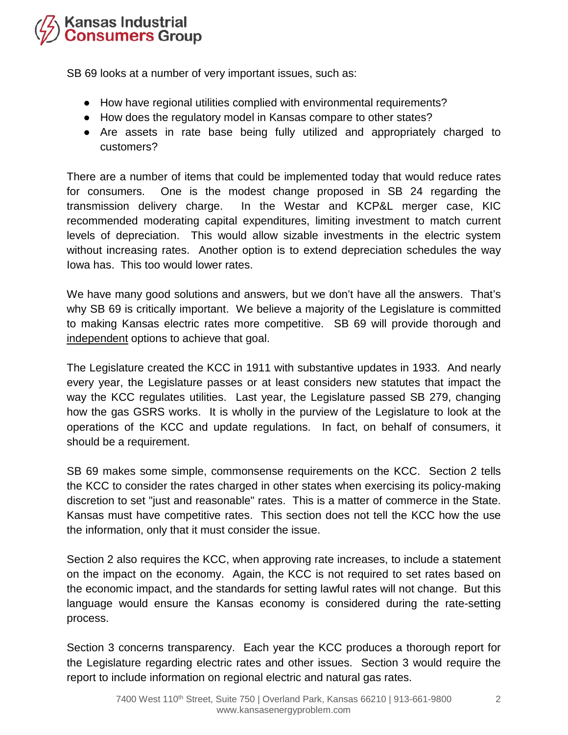SB 69 looks at a number of very important issues, such as:

- How have regional utilities complied with environmental requirements?
- How does the regulatory model in Kansas compare to other states?
- Are assets in rate base being fully utilized and appropriately charged to customers?

There are a number of items that could be implemented today that would reduce rates for consumers. One is the modest change proposed in SB 24 regarding the transmission delivery charge. In the Westar and KCP&L merger case, KIC recommended moderating capital expenditures, limiting investment to match current levels of depreciation. This would allow sizable investments in the electric system without increasing rates. Another option is to extend depreciation schedules the way Iowa has. This too would lower rates.

We have many good solutions and answers, but we don't have all the answers. That's why SB 69 is critically important. We believe a majority of the Legislature is committed to making Kansas electric rates more competitive. SB 69 will provide thorough and <u>independent</u> options to achieve that goal.

The Legislature created the KCC in 1911 with substantive updates in 1933. And nearly every year, the Legislature passes or at least considers new statutes that impact the way the KCC regulates utilities. Last year, the Legislature passed SB 279, changing how the gas GSRS works. It is wholly in the purview of the Legislature to look at the operations of the KCC and update regulations. In fact, on behalf of consumers, it should be a requirement.

SB 69 makes some simple, commonsense requirements on the KCC. Section 2 tells the KCC to consider the rates charged in other states when exercising its policy-making discretion to set "just and reasonable" rates. This is a matter of commerce in the State. Kansas must have competitive rates. This section does not tell the KCC how the use the information, only that it must consider the issue.

Section 2 also requires the KCC, when approving rate increases, to include a statement on the impact on the economy. Again, the KCC is not required to set rates based on the economic impact, and the standards for setting lawful rates will not change. But this language would ensure the Kansas economy is considered during the rate-setting process.

Section 3 concerns transparency. Each year the KCC produces a thorough report for the Legislature regarding electric rates and other issues. Section 3 would require the report to include information on regional electric and natural gas rates.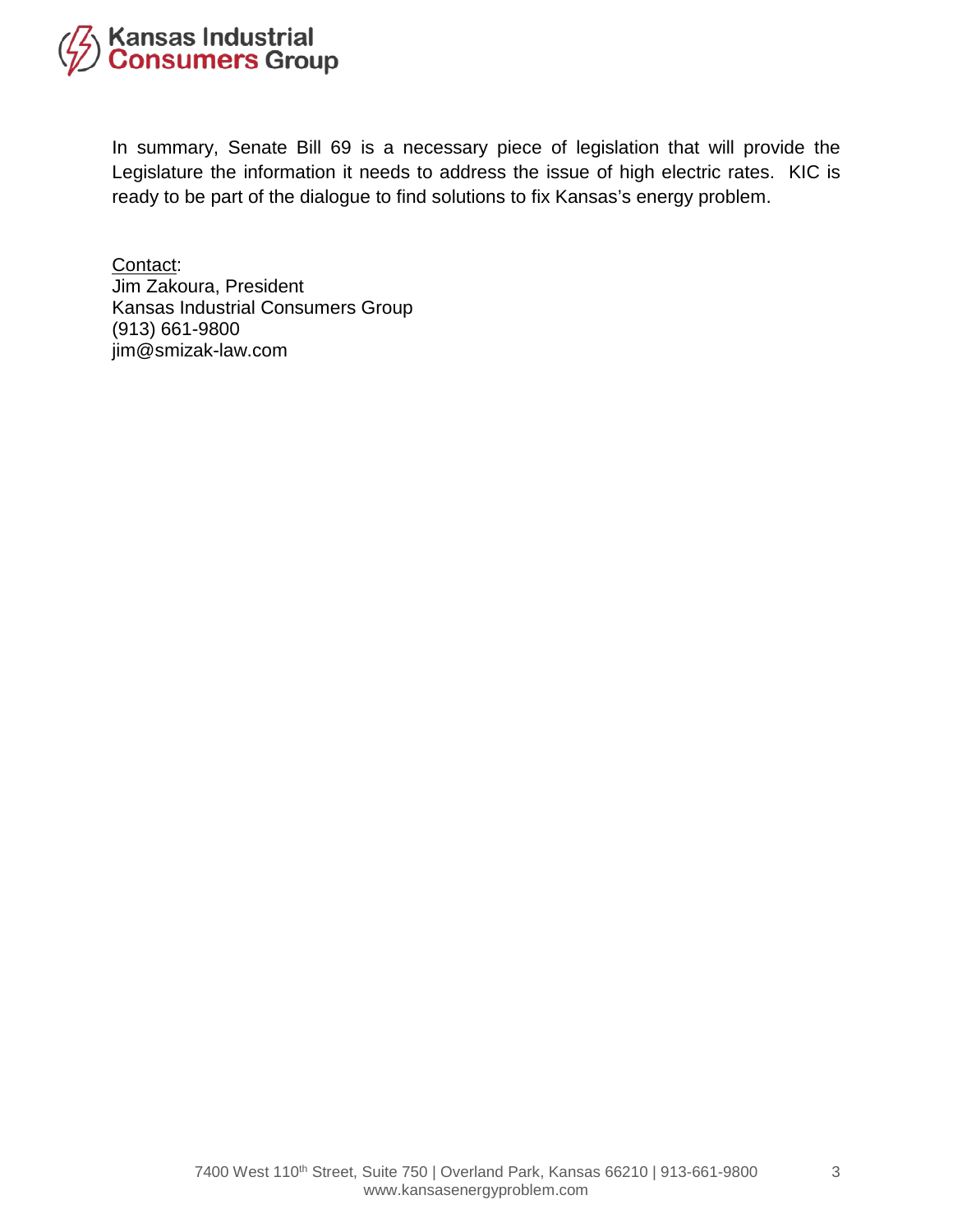In summary, Senate Bill 69 is a necessary piece of legislation that will provide the Legislature the information it needs to address the issue of high electric rates. KIC is ready to be part of the dialogue to find solutions to fix Kansas's energy problem.

Contact:
Jim Zakoura, President
Kansas Industrial Consumers Group
(913) 661-9800
jim@smizak-law.com